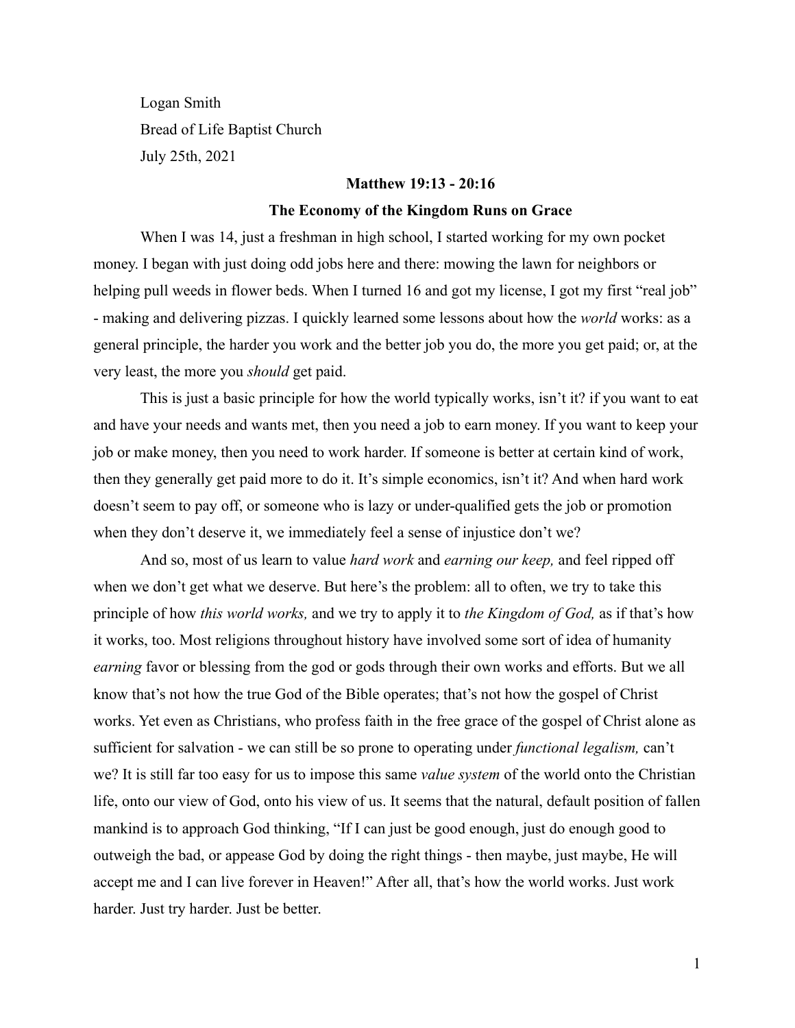Logan Smith

Bread of Life Baptist Church

July 25th, 2021

**Matthew 19:13 - 20:16**

**The Economy of the Kingdom Runs on Grace**

When I was 14, just a freshman in high school, I started working for my own pocket money. I began with just doing odd jobs here and there: mowing the lawn for neighbors or helping pull weeds in flower beds. When I turned 16 and got my license, I got my first "real job" - making and delivering pizzas. I quickly learned some lessons about how the *world* works: as a general principle, the harder you work and the better job you do, the more you get paid; or, at the very least, the more you *should* get paid.

This is just a basic principle for how the world typically works, isn't it? if you want to eat and have your needs and wants met, then you need a job to earn money. If you want to keep your job or make money, then you need to work harder. If someone is better at certain kind of work, then they generally get paid more to do it. It's simple economics, isn't it? And when hard work doesn't seem to pay off, or someone who is lazy or under-qualified gets the job or promotion when they don't deserve it, we immediately feel a sense of injustice don't we?

And so, most of us learn to value *hard work* and *earning our keep,* and feel ripped off when we don't get what we deserve. But here's the problem: all to often, we try to take this principle of how *this world works,* and we try to apply it to *the Kingdom of God,* as if that's how it works, too. Most religions throughout history have involved some sort of idea of humanity *earning* favor or blessing from the god or gods through their own works and efforts. But we all know that's not how the true God of the Bible operates; that's not how the gospel of Christ works. Yet even as Christians, who profess faith in the free grace of the gospel of Christ alone as sufficient for salvation - we can still be so prone to operating under *functional legalism,* can't we? It is still far too easy for us to impose this same *value system* of the world onto the Christian life, onto our view of God, onto his view of us. It seems that the natural, default position of fallen mankind is to approach God thinking, "If I can just be good enough, just do enough good to outweigh the bad, or appease God by doing the right things - then maybe, just maybe, He will accept me and I can live forever in Heaven!" After all, that's how the world works. Just work harder. Just try harder. Just be better.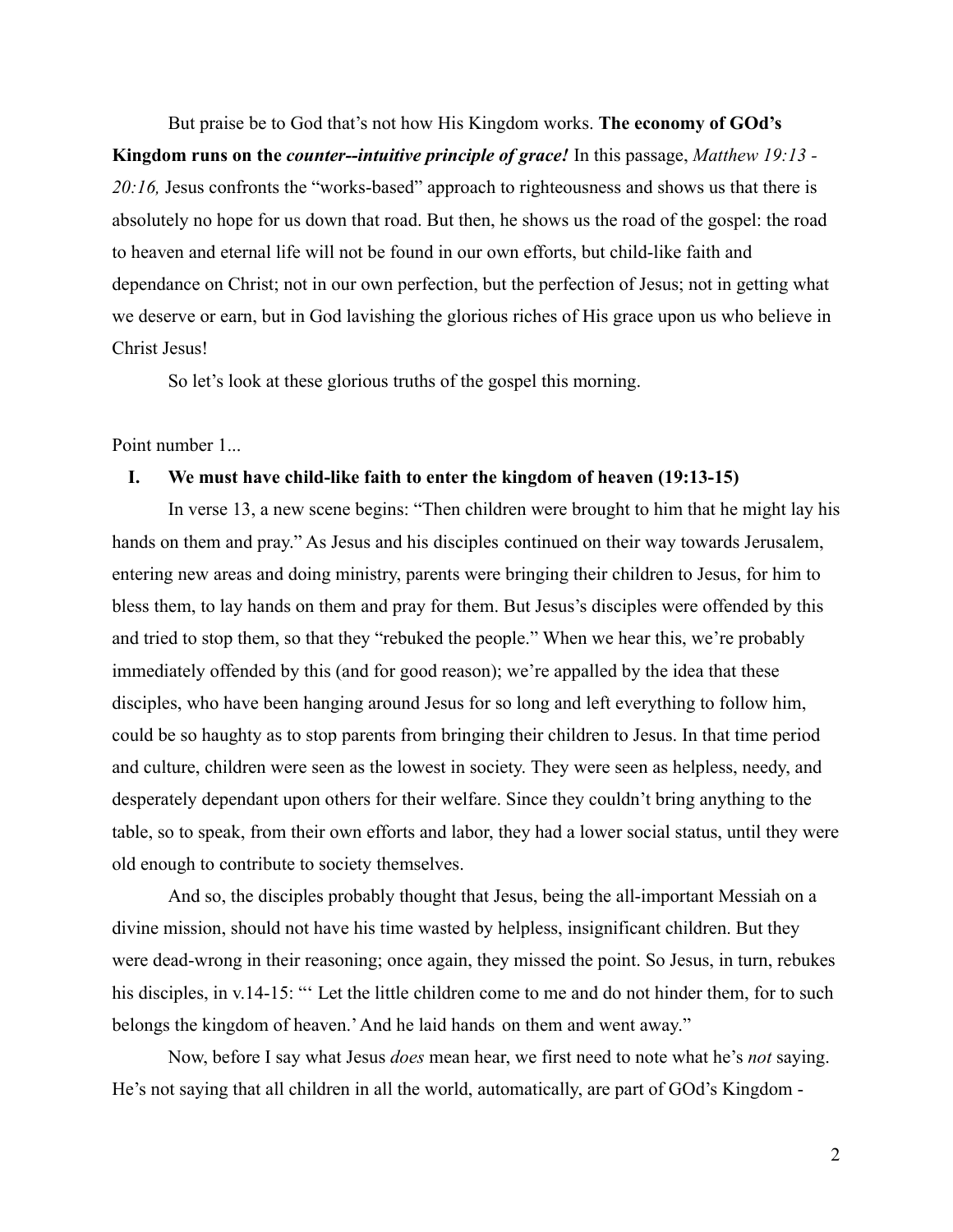But praise be to God that's not how His Kingdom works. **The economy of GOd's Kingdom runs on the *counter--intuitive principle of grace!*** In this passage, *Matthew 19:13 - 20:16,* Jesus confronts the "works-based" approach to righteousness and shows us that there is absolutely no hope for us down that road. But then, he shows us the road of the gospel: the road to heaven and eternal life will not be found in our own efforts, but child-like faith and dependance on Christ; not in our own perfection, but the perfection of Jesus; not in getting what we deserve or earn, but in God lavishing the glorious riches of His grace upon us who believe in Christ Jesus!

So let's look at these glorious truths of the gospel this morning.

Point number 1...

## I. We must have child-like faith to enter the kingdom of heaven (19:13-15)

In verse 13, a new scene begins: "Then children were brought to him that he might lay his hands on them and pray." As Jesus and his disciples continued on their way towards Jerusalem, entering new areas and doing ministry, parents were bringing their children to Jesus, for him to bless them, to lay hands on them and pray for them. But Jesus's disciples were offended by this and tried to stop them, so that they "rebuked the people." When we hear this, we're probably immediately offended by this (and for good reason); we're appalled by the idea that these disciples, who have been hanging around Jesus for so long and left everything to follow him, could be so haughty as to stop parents from bringing their children to Jesus. In that time period and culture, children were seen as the lowest in society. They were seen as helpless, needy, and desperately dependant upon others for their welfare. Since they couldn't bring anything to the table, so to speak, from their own efforts and labor, they had a lower social status, until they were old enough to contribute to society themselves.

And so, the disciples probably thought that Jesus, being the all-important Messiah on a divine mission, should not have his time wasted by helpless, insignificant children. But they were dead-wrong in their reasoning; once again, they missed the point. So Jesus, in turn, rebukes his disciples, in v.14-15: "' Let the little children come to me and do not hinder them, for to such belongs the kingdom of heaven.' And he laid hands on them and went away."

Now, before I say what Jesus *does* mean hear, we first need to note what he's *not* saying. He's not saying that all children in all the world, automatically, are part of GOd's Kingdom -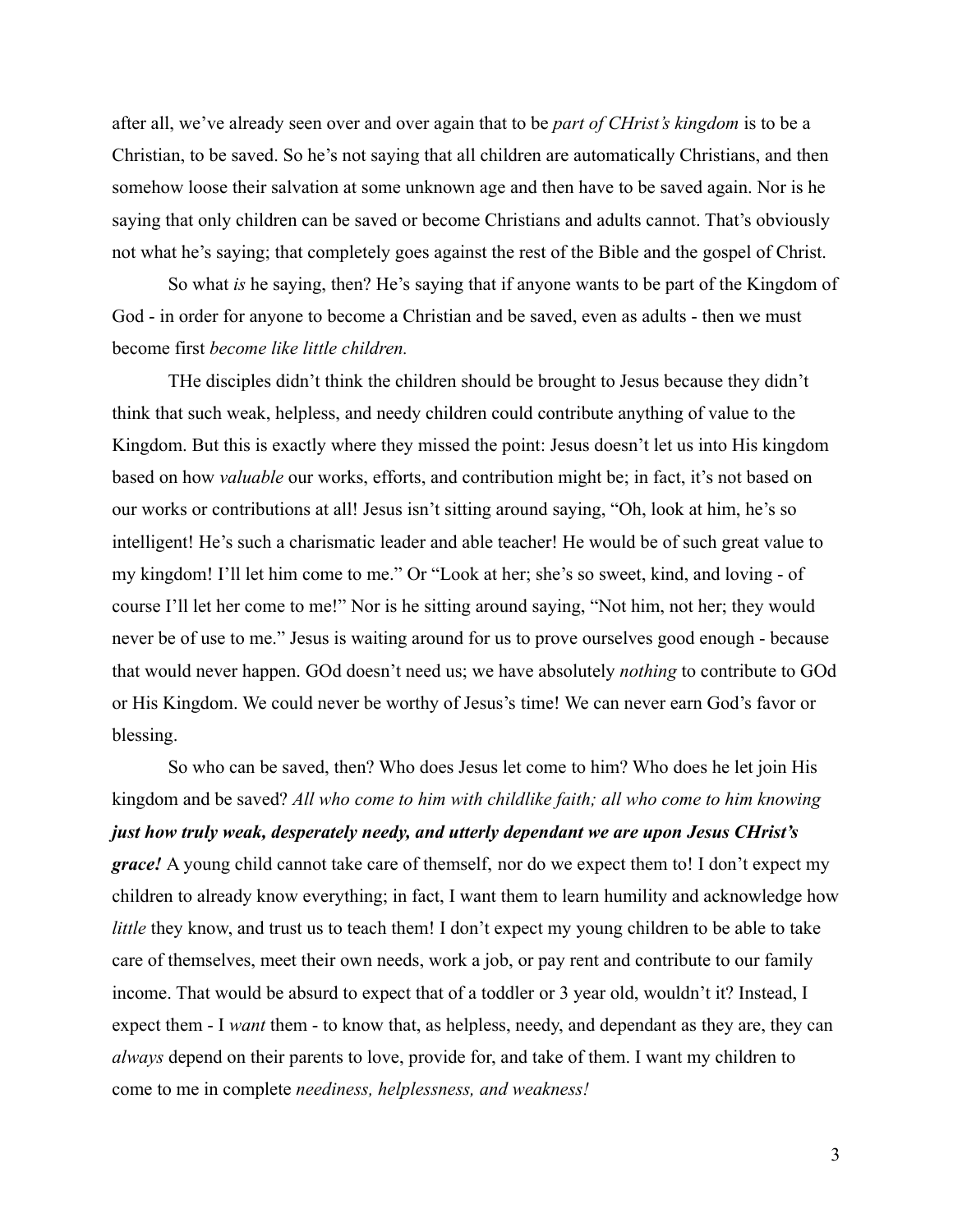after all, we've already seen over and over again that to be *part of CHrist's kingdom* is to be a Christian, to be saved. So he's not saying that all children are automatically Christians, and then somehow loose their salvation at some unknown age and then have to be saved again. Nor is he saying that only children can be saved or become Christians and adults cannot. That's obviously not what he's saying; that completely goes against the rest of the Bible and the gospel of Christ.

So what *is* he saying, then? He's saying that if anyone wants to be part of the Kingdom of God - in order for anyone to become a Christian and be saved, even as adults - then we must become first *become like little children.*

THe disciples didn't think the children should be brought to Jesus because they didn't think that such weak, helpless, and needy children could contribute anything of value to the Kingdom. But this is exactly where they missed the point: Jesus doesn't let us into His kingdom based on how *valuable* our works, efforts, and contribution might be; in fact, it's not based on our works or contributions at all! Jesus isn't sitting around saying, "Oh, look at him, he's so intelligent! He's such a charismatic leader and able teacher! He would be of such great value to my kingdom! I'll let him come to me." Or "Look at her; she's so sweet, kind, and loving - of course I'll let her come to me!" Nor is he sitting around saying, "Not him, not her; they would never be of use to me." Jesus is waiting around for us to prove ourselves good enough - because that would never happen. GOd doesn't need us; we have absolutely *nothing* to contribute to GOd or His Kingdom. We could never be worthy of Jesus's time! We can never earn God's favor or blessing.

So who can be saved, then? Who does Jesus let come to him? Who does he let join His kingdom and be saved? *All who come to him with childlike faith; all who come to him knowing* ***just how truly weak, desperately needy, and utterly dependant we are upon Jesus CHrist's grace!*** A young child cannot take care of themself, nor do we expect them to! I don't expect my children to already know everything; in fact, I want them to learn humility and acknowledge how *little* they know, and trust us to teach them! I don't expect my young children to be able to take care of themselves, meet their own needs, work a job, or pay rent and contribute to our family income. That would be absurd to expect that of a toddler or 3 year old, wouldn't it? Instead, I expect them - I *want* them - to know that, as helpless, needy, and dependant as they are, they can *always* depend on their parents to love, provide for, and take of them. I want my children to come to me in complete *neediness, helplessness, and weakness!*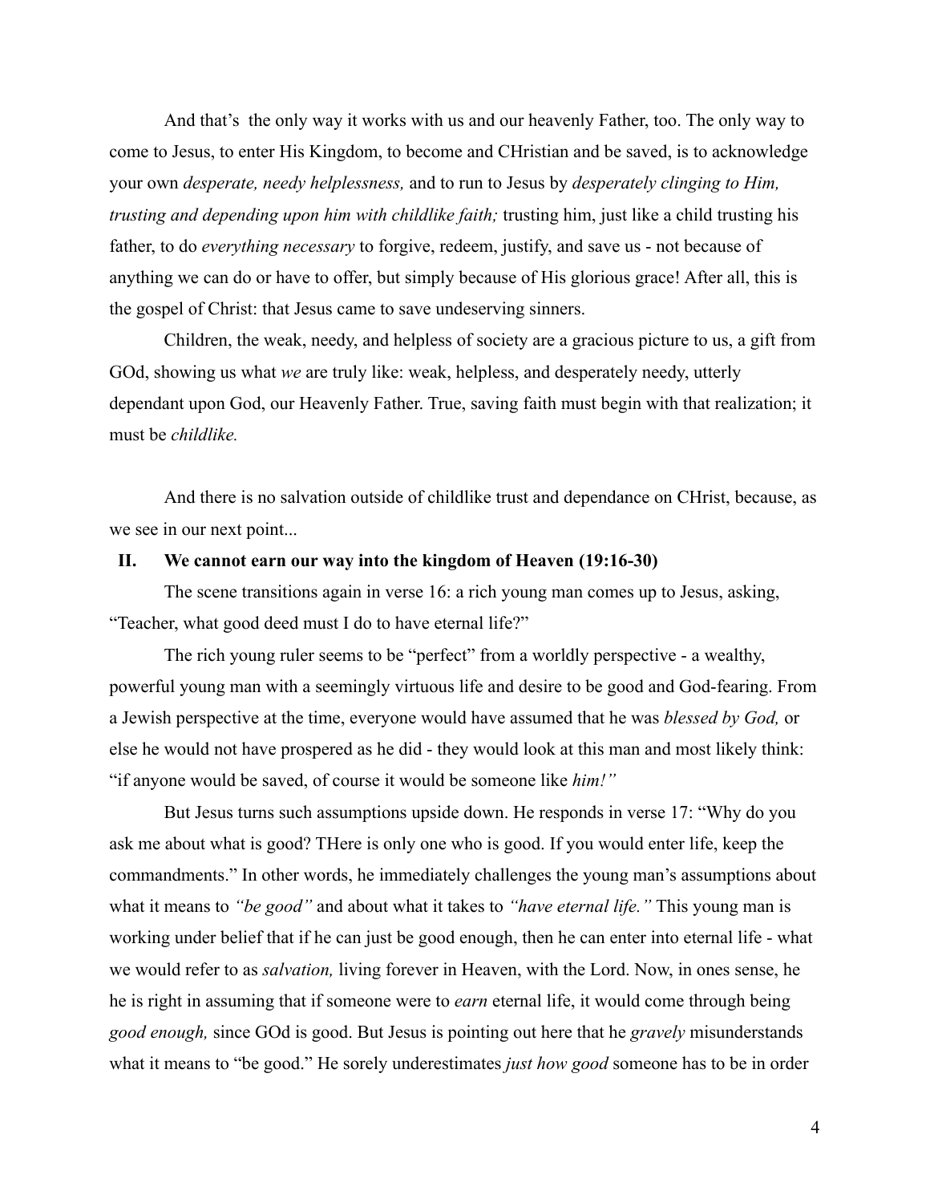And that's  the only way it works with us and our heavenly Father, too. The only way to come to Jesus, to enter His Kingdom, to become and CHristian and be saved, is to acknowledge your own *desperate, needy helplessness,* and to run to Jesus by *desperately clinging to Him, trusting and depending upon him with childlike faith;* trusting him, just like a child trusting his father, to do *everything necessary* to forgive, redeem, justify, and save us - not because of anything we can do or have to offer, but simply because of His glorious grace! After all, this is the gospel of Christ: that Jesus came to save undeserving sinners.

Children, the weak, needy, and helpless of society are a gracious picture to us, a gift from GOd, showing us what *we* are truly like: weak, helpless, and desperately needy, utterly dependant upon God, our Heavenly Father. True, saving faith must begin with that realization; it must be *childlike.*

And there is no salvation outside of childlike trust and dependance on CHrist, because, as we see in our next point...

## II. We cannot earn our way into the kingdom of Heaven (19:16-30)

The scene transitions again in verse 16: a rich young man comes up to Jesus, asking, "Teacher, what good deed must I do to have eternal life?"

The rich young ruler seems to be "perfect" from a worldly perspective - a wealthy, powerful young man with a seemingly virtuous life and desire to be good and God-fearing. From a Jewish perspective at the time, everyone would have assumed that he was *blessed by God,* or else he would not have prospered as he did - they would look at this man and most likely think: "if anyone would be saved, of course it would be someone like *him!"*

But Jesus turns such assumptions upside down. He responds in verse 17: "Why do you ask me about what is good? THere is only one who is good. If you would enter life, keep the commandments." In other words, he immediately challenges the young man's assumptions about what it means to *"be good"* and about what it takes to *"have eternal life."* This young man is working under belief that if he can just be good enough, then he can enter into eternal life - what we would refer to as *salvation,* living forever in Heaven, with the Lord. Now, in ones sense, he he is right in assuming that if someone were to *earn* eternal life, it would come through being *good enough,* since GOd is good. But Jesus is pointing out here that he *gravely* misunderstands what it means to "be good." He sorely underestimates *just how good* someone has to be in order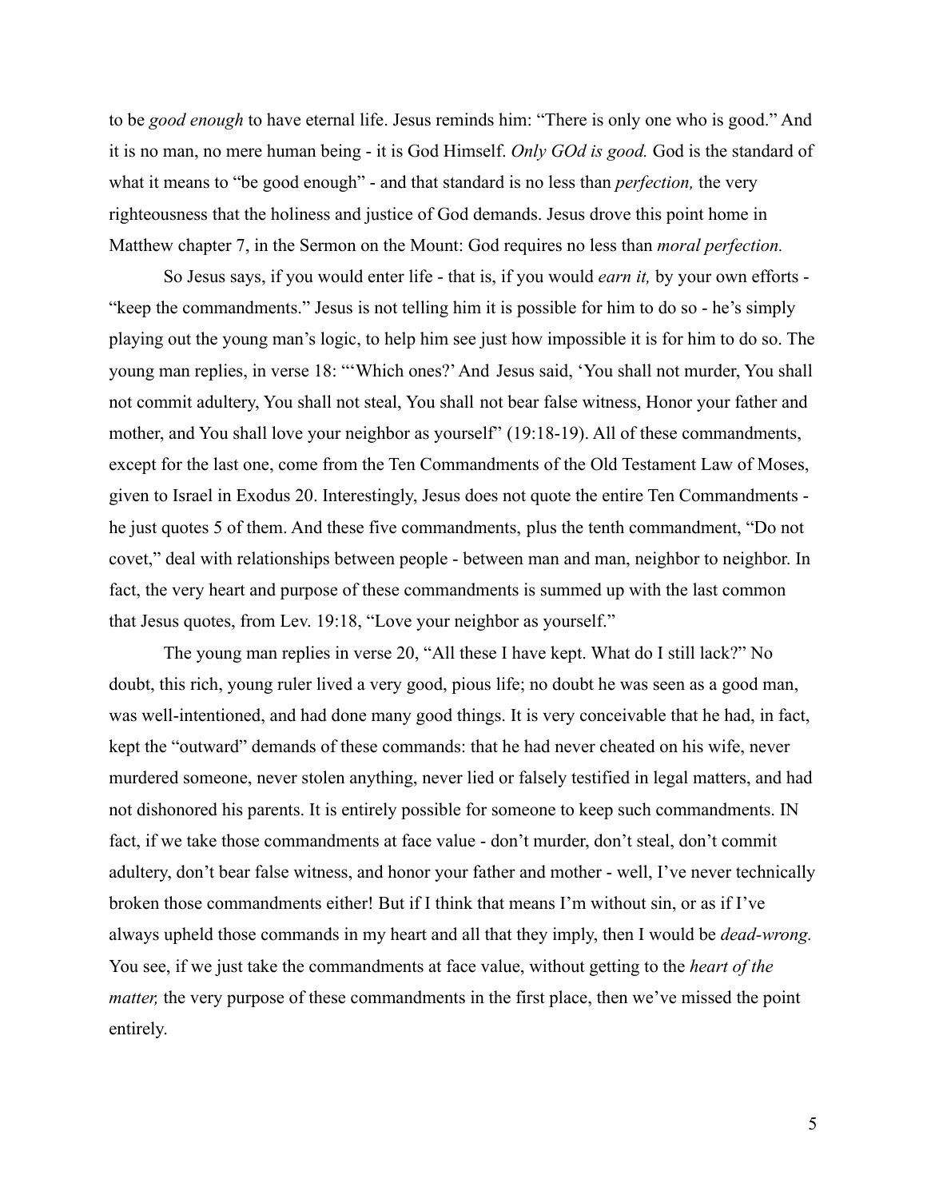to be *good enough* to have eternal life. Jesus reminds him: "There is only one who is good." And it is no man, no mere human being - it is God Himself. *Only GOd is good.* God is the standard of what it means to "be good enough" - and that standard is no less than *perfection,* the very righteousness that the holiness and justice of God demands. Jesus drove this point home in Matthew chapter 7, in the Sermon on the Mount: God requires no less than *moral perfection.*

So Jesus says, if you would enter life - that is, if you would *earn it,* by your own efforts - "keep the commandments." Jesus is not telling him it is possible for him to do so - he's simply playing out the young man's logic, to help him see just how impossible it is for him to do so. The young man replies, in verse 18: "'Which ones?' And Jesus said, 'You shall not murder, You shall not commit adultery, You shall not steal, You shall not bear false witness, Honor your father and mother, and You shall love your neighbor as yourself" (19:18-19). All of these commandments, except for the last one, come from the Ten Commandments of the Old Testament Law of Moses, given to Israel in Exodus 20. Interestingly, Jesus does not quote the entire Ten Commandments - he just quotes 5 of them. And these five commandments, plus the tenth commandment, "Do not covet," deal with relationships between people - between man and man, neighbor to neighbor. In fact, the very heart and purpose of these commandments is summed up with the last common that Jesus quotes, from Lev. 19:18, "Love your neighbor as yourself."

The young man replies in verse 20, "All these I have kept. What do I still lack?" No doubt, this rich, young ruler lived a very good, pious life; no doubt he was seen as a good man, was well-intentioned, and had done many good things. It is very conceivable that he had, in fact, kept the "outward" demands of these commands: that he had never cheated on his wife, never murdered someone, never stolen anything, never lied or falsely testified in legal matters, and had not dishonored his parents. It is entirely possible for someone to keep such commandments. IN fact, if we take those commandments at face value - don't murder, don't steal, don't commit adultery, don't bear false witness, and honor your father and mother - well, I've never technically broken those commandments either! But if I think that means I'm without sin, or as if I've always upheld those commands in my heart and all that they imply, then I would be *dead-wrong.* You see, if we just take the commandments at face value, without getting to the *heart of the matter,* the very purpose of these commandments in the first place, then we've missed the point entirely.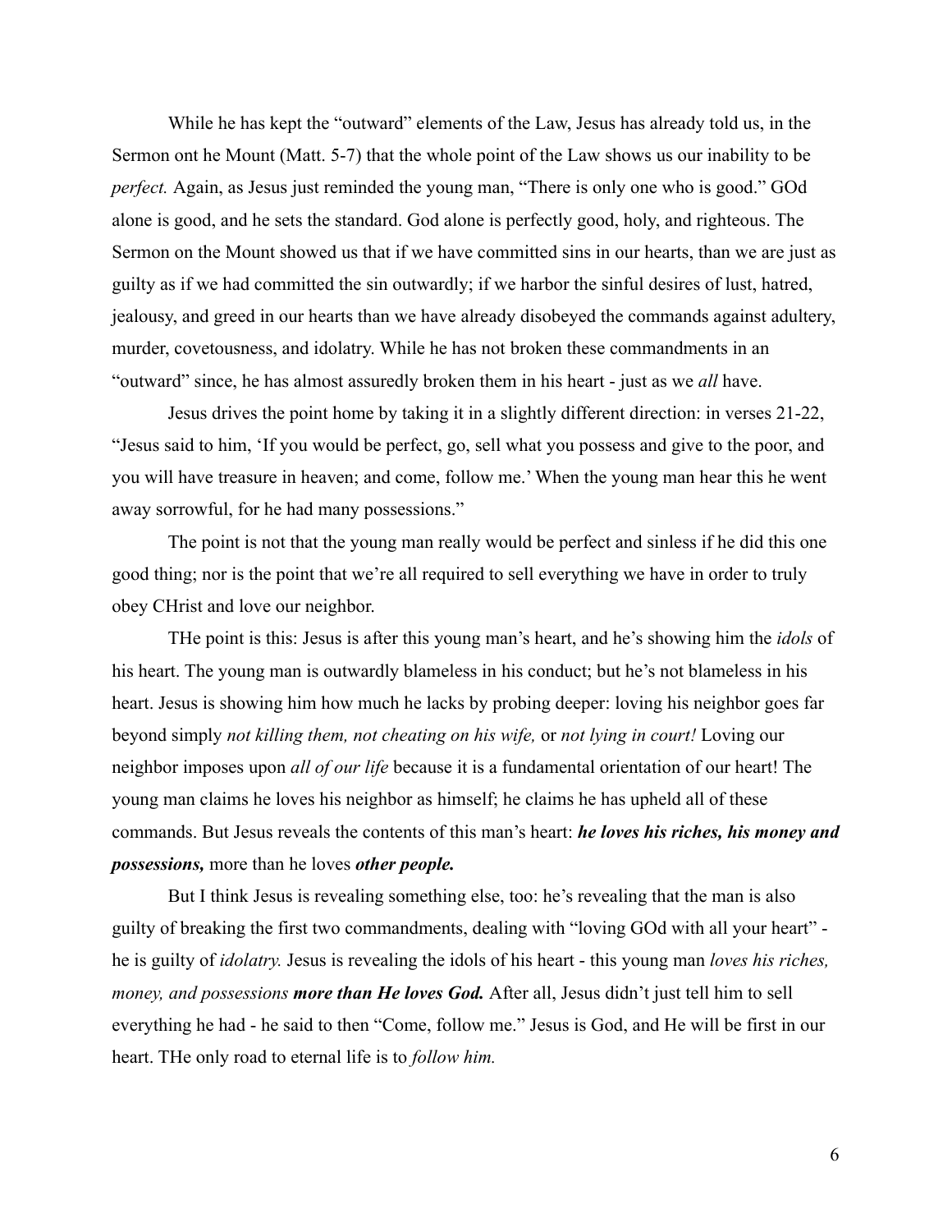While he has kept the "outward" elements of the Law, Jesus has already told us, in the Sermon ont he Mount (Matt. 5-7) that the whole point of the Law shows us our inability to be *perfect.* Again, as Jesus just reminded the young man, "There is only one who is good." GOd alone is good, and he sets the standard. God alone is perfectly good, holy, and righteous. The Sermon on the Mount showed us that if we have committed sins in our hearts, than we are just as guilty as if we had committed the sin outwardly; if we harbor the sinful desires of lust, hatred, jealousy, and greed in our hearts than we have already disobeyed the commands against adultery, murder, covetousness, and idolatry. While he has not broken these commandments in an "outward" since, he has almost assuredly broken them in his heart - just as we *all* have.

Jesus drives the point home by taking it in a slightly different direction: in verses 21-22, "Jesus said to him, 'If you would be perfect, go, sell what you possess and give to the poor, and you will have treasure in heaven; and come, follow me.' When the young man hear this he went away sorrowful, for he had many possessions."

The point is not that the young man really would be perfect and sinless if he did this one good thing; nor is the point that we're all required to sell everything we have in order to truly obey CHrist and love our neighbor.

THe point is this: Jesus is after this young man's heart, and he's showing him the *idols* of his heart. The young man is outwardly blameless in his conduct; but he's not blameless in his heart. Jesus is showing him how much he lacks by probing deeper: loving his neighbor goes far beyond simply *not killing them, not cheating on his wife,* or *not lying in court!* Loving our neighbor imposes upon *all of our life* because it is a fundamental orientation of our heart! The young man claims he loves his neighbor as himself; he claims he has upheld all of these commands. But Jesus reveals the contents of this man's heart: ***he loves his riches, his money and possessions,*** more than he loves ***other people.***

But I think Jesus is revealing something else, too: he's revealing that the man is also guilty of breaking the first two commandments, dealing with "loving GOd with all your heart" - he is guilty of *idolatry.* Jesus is revealing the idols of his heart - this young man *loves his riches, money, and possessions* ***more than He loves God.*** After all, Jesus didn't just tell him to sell everything he had - he said to then "Come, follow me." Jesus is God, and He will be first in our heart. THe only road to eternal life is to *follow him.*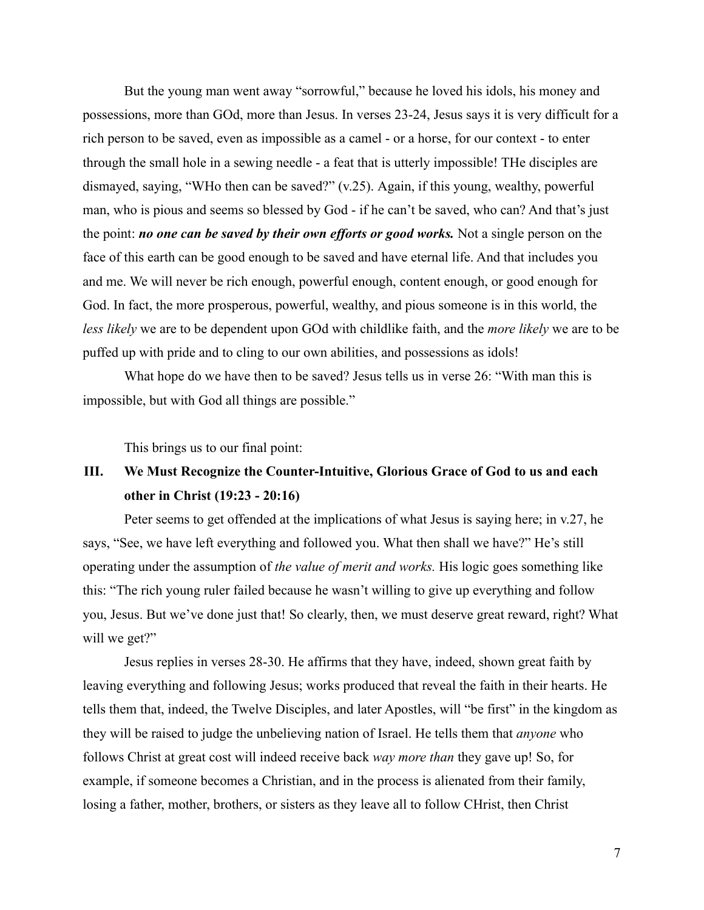But the young man went away "sorrowful," because he loved his idols, his money and possessions, more than GOd, more than Jesus. In verses 23-24, Jesus says it is very difficult for a rich person to be saved, even as impossible as a camel - or a horse, for our context - to enter through the small hole in a sewing needle - a feat that is utterly impossible! THe disciples are dismayed, saying, "WHo then can be saved?" (v.25). Again, if this young, wealthy, powerful man, who is pious and seems so blessed by God - if he can't be saved, who can? And that's just the point: ***no one can be saved by their own efforts or good works.*** Not a single person on the face of this earth can be good enough to be saved and have eternal life. And that includes you and me. We will never be rich enough, powerful enough, content enough, or good enough for God. In fact, the more prosperous, powerful, wealthy, and pious someone is in this world, the *less likely* we are to be dependent upon GOd with childlike faith, and the *more likely* we are to be puffed up with pride and to cling to our own abilities, and possessions as idols!

What hope do we have then to be saved? Jesus tells us in verse 26: "With man this is impossible, but with God all things are possible."

This brings us to our final point:

**III. We Must Recognize the Counter-Intuitive, Glorious Grace of God to us and each other in Christ (19:23 - 20:16)**

Peter seems to get offended at the implications of what Jesus is saying here; in v.27, he says, "See, we have left everything and followed you. What then shall we have?" He's still operating under the assumption of *the value of merit and works.* His logic goes something like this: "The rich young ruler failed because he wasn't willing to give up everything and follow you, Jesus. But we've done just that! So clearly, then, we must deserve great reward, right? What will we get?"

Jesus replies in verses 28-30. He affirms that they have, indeed, shown great faith by leaving everything and following Jesus; works produced that reveal the faith in their hearts. He tells them that, indeed, the Twelve Disciples, and later Apostles, will "be first" in the kingdom as they will be raised to judge the unbelieving nation of Israel. He tells them that *anyone* who follows Christ at great cost will indeed receive back *way more than* they gave up! So, for example, if someone becomes a Christian, and in the process is alienated from their family, losing a father, mother, brothers, or sisters as they leave all to follow CHrist, then Christ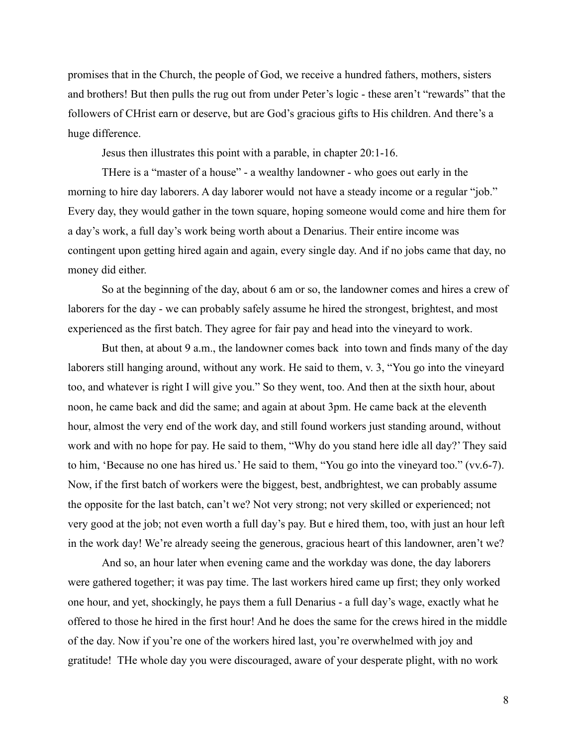promises that in the Church, the people of God, we receive a hundred fathers, mothers, sisters and brothers! But then pulls the rug out from under Peter's logic - these aren't "rewards" that the followers of CHrist earn or deserve, but are God's gracious gifts to His children. And there's a huge difference.

Jesus then illustrates this point with a parable, in chapter 20:1-16.

THere is a "master of a house" - a wealthy landowner - who goes out early in the morning to hire day laborers. A day laborer would not have a steady income or a regular "job." Every day, they would gather in the town square, hoping someone would come and hire them for a day's work, a full day's work being worth about a Denarius. Their entire income was contingent upon getting hired again and again, every single day. And if no jobs came that day, no money did either.

So at the beginning of the day, about 6 am or so, the landowner comes and hires a crew of laborers for the day - we can probably safely assume he hired the strongest, brightest, and most experienced as the first batch. They agree for fair pay and head into the vineyard to work.

But then, at about 9 a.m., the landowner comes back into town and finds many of the day laborers still hanging around, without any work. He said to them, v. 3, "You go into the vineyard too, and whatever is right I will give you." So they went, too. And then at the sixth hour, about noon, he came back and did the same; and again at about 3pm. He came back at the eleventh hour, almost the very end of the work day, and still found workers just standing around, without work and with no hope for pay. He said to them, "Why do you stand here idle all day?' They said to him, 'Because no one has hired us.' He said to them, "You go into the vineyard too." (vv.6-7). Now, if the first batch of workers were the biggest, best, andbrightest, we can probably assume the opposite for the last batch, can't we? Not very strong; not very skilled or experienced; not very good at the job; not even worth a full day's pay. But e hired them, too, with just an hour left in the work day! We're already seeing the generous, gracious heart of this landowner, aren't we?

And so, an hour later when evening came and the workday was done, the day laborers were gathered together; it was pay time. The last workers hired came up first; they only worked one hour, and yet, shockingly, he pays them a full Denarius - a full day's wage, exactly what he offered to those he hired in the first hour! And he does the same for the crews hired in the middle of the day. Now if you're one of the workers hired last, you're overwhelmed with joy and gratitude! THe whole day you were discouraged, aware of your desperate plight, with no work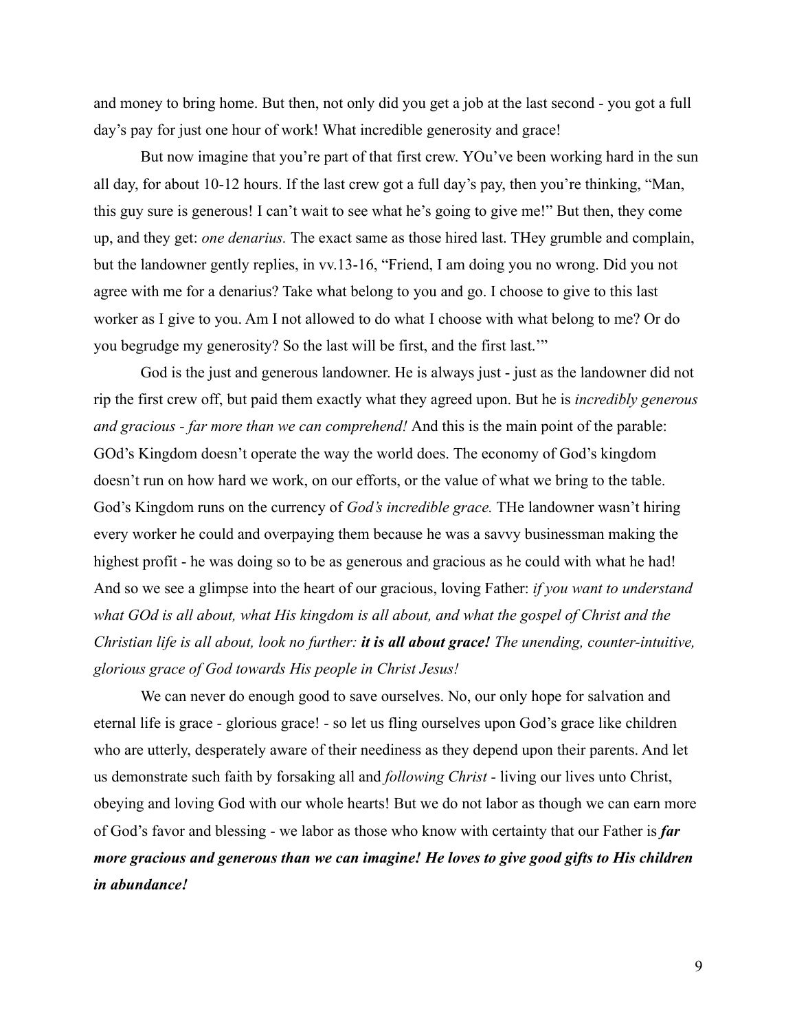and money to bring home. But then, not only did you get a job at the last second - you got a full day's pay for just one hour of work! What incredible generosity and grace!

But now imagine that you're part of that first crew. YOu've been working hard in the sun all day, for about 10-12 hours. If the last crew got a full day's pay, then you're thinking, "Man, this guy sure is generous! I can't wait to see what he's going to give me!" But then, they come up, and they get: *one denarius.* The exact same as those hired last. THey grumble and complain, but the landowner gently replies, in vv.13-16, "Friend, I am doing you no wrong. Did you not agree with me for a denarius? Take what belong to you and go. I choose to give to this last worker as I give to you. Am I not allowed to do what I choose with what belong to me? Or do you begrudge my generosity? So the last will be first, and the first last.'"

God is the just and generous landowner. He is always just - just as the landowner did not rip the first crew off, but paid them exactly what they agreed upon. But he is *incredibly generous and gracious - far more than we can comprehend!* And this is the main point of the parable: GOd's Kingdom doesn't operate the way the world does. The economy of God's kingdom doesn't run on how hard we work, on our efforts, or the value of what we bring to the table. God's Kingdom runs on the currency of *God's incredible grace.* THe landowner wasn't hiring every worker he could and overpaying them because he was a savvy businessman making the highest profit - he was doing so to be as generous and gracious as he could with what he had! And so we see a glimpse into the heart of our gracious, loving Father: *if you want to understand what GOd is all about, what His kingdom is all about, and what the gospel of Christ and the Christian life is all about, look no further:* ***it is all about grace!*** *The unending, counter-intuitive, glorious grace of God towards His people in Christ Jesus!*

We can never do enough good to save ourselves. No, our only hope for salvation and eternal life is grace - glorious grace! - so let us fling ourselves upon God's grace like children who are utterly, desperately aware of their neediness as they depend upon their parents. And let us demonstrate such faith by forsaking all and *following Christ* - living our lives unto Christ, obeying and loving God with our whole hearts! But we do not labor as though we can earn more of God's favor and blessing - we labor as those who know with certainty that our Father is ***far more gracious and generous than we can imagine! He loves to give good gifts to His children in abundance!***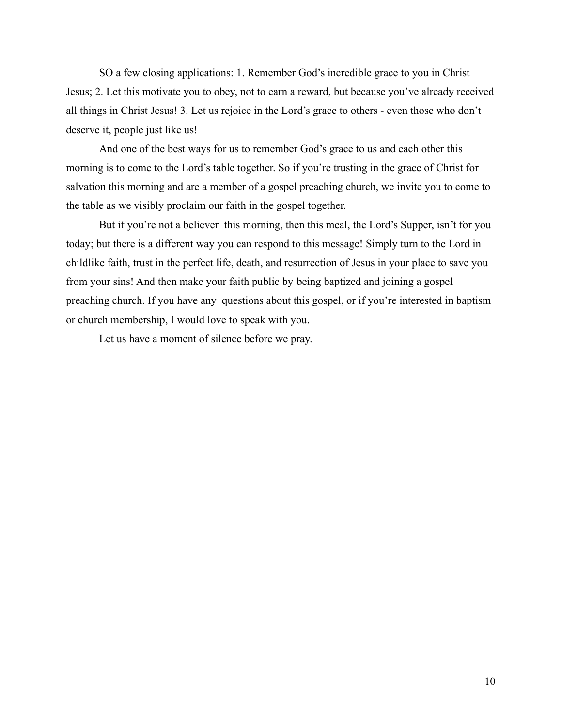SO a few closing applications: 1. Remember God's incredible grace to you in Christ Jesus; 2. Let this motivate you to obey, not to earn a reward, but because you've already received all things in Christ Jesus! 3. Let us rejoice in the Lord's grace to others - even those who don't deserve it, people just like us!

And one of the best ways for us to remember God's grace to us and each other this morning is to come to the Lord's table together. So if you're trusting in the grace of Christ for salvation this morning and are a member of a gospel preaching church, we invite you to come to the table as we visibly proclaim our faith in the gospel together.

But if you're not a believer this morning, then this meal, the Lord's Supper, isn't for you today; but there is a different way you can respond to this message! Simply turn to the Lord in childlike faith, trust in the perfect life, death, and resurrection of Jesus in your place to save you from your sins! And then make your faith public by being baptized and joining a gospel preaching church. If you have any questions about this gospel, or if you're interested in baptism or church membership, I would love to speak with you.

Let us have a moment of silence before we pray.